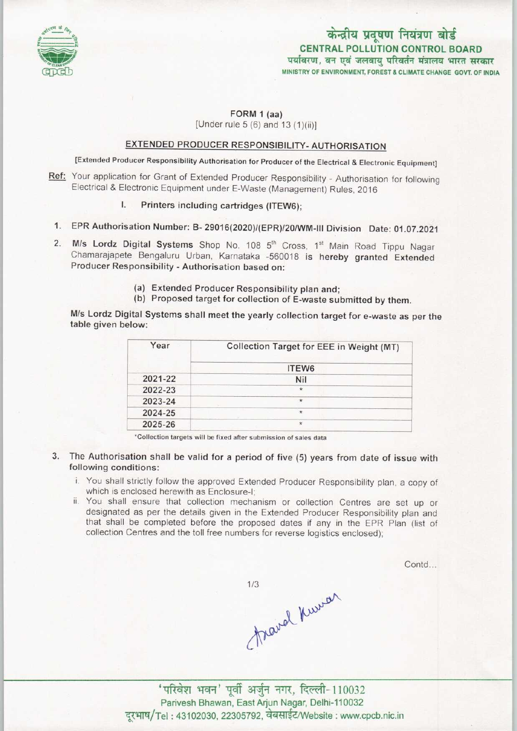केन्द्रीय प्रदूषण नियंत्रण बोर्ड
**CENTRAL POLLUTION CONTROL BOARD**
पर्यावरण, वन एवं जलवायु परिवर्तन मंत्रालय भारत सरकार
MINISTRY OF ENVIRONMENT, FOREST & CLIMATE CHANGE GOVT. OF INDIA

**FORM 1 (aa)**
[Under rule 5 (6) and 13 (1)(ii)]

## EXTENDED PRODUCER RESPONSIBILITY- AUTHORISATION

[Extended Producer Responsibility Authorisation for Producer of the Electrical & Electronic Equipment]

**Ref:** Your application for Grant of Extended Producer Responsibility - Authorisation for following Electrical & Electronic Equipment under E-Waste (Management) Rules, 2016

I. **Printers including cartridges (ITEW6);**

1. EPR Authorisation Number: B- 29016(2020)/(EPR)/20/WM-III Division Date: 01.07.2021

2. **M/s Lordz Digital Systems** Shop No. 108 5th Cross, 1st Main Road Tippu Nagar Chamarajapete Bengaluru Urban, Karnataka -560018 is hereby granted Extended Producer Responsibility - Authorisation based on:

   (a) Extended Producer Responsibility plan and;
   (b) Proposed target for collection of E-waste submitted by them.

M/s Lordz Digital Systems shall meet the yearly collection target for e-waste as per the table given below:

| Year | Collection Target for EEE in Weight (MT) |
|---|---|
| | ITEW6 |
| 2021-22 | Nil |
| 2022-23 | * |
| 2023-24 | * |
| 2024-25 | * |
| 2025-26 | * |

*Collection targets will be fixed after submission of sales data

3. The Authorisation shall be valid for a period of five (5) years from date of issue with following conditions:

   i. You shall strictly follow the approved Extended Producer Responsibility plan, a copy of which is enclosed herewith as Enclosure-I;
   ii. You shall ensure that collection mechanism or collection Centres are set up or designated as per the details given in the Extended Producer Responsibility plan and that shall be completed before the proposed dates if any in the EPR Plan (list of collection Centres and the toll free numbers for reverse logistics enclosed);

Contd...

'परिवेश भवन' पूर्वी अर्जुन नगर, दिल्ली-110032
Parivesh Bhawan, East Arjun Nagar, Delhi-110032
दूरभाष/Tel : 43102030, 22305792, वेबसाईट/Website : www.cpcb.nic.in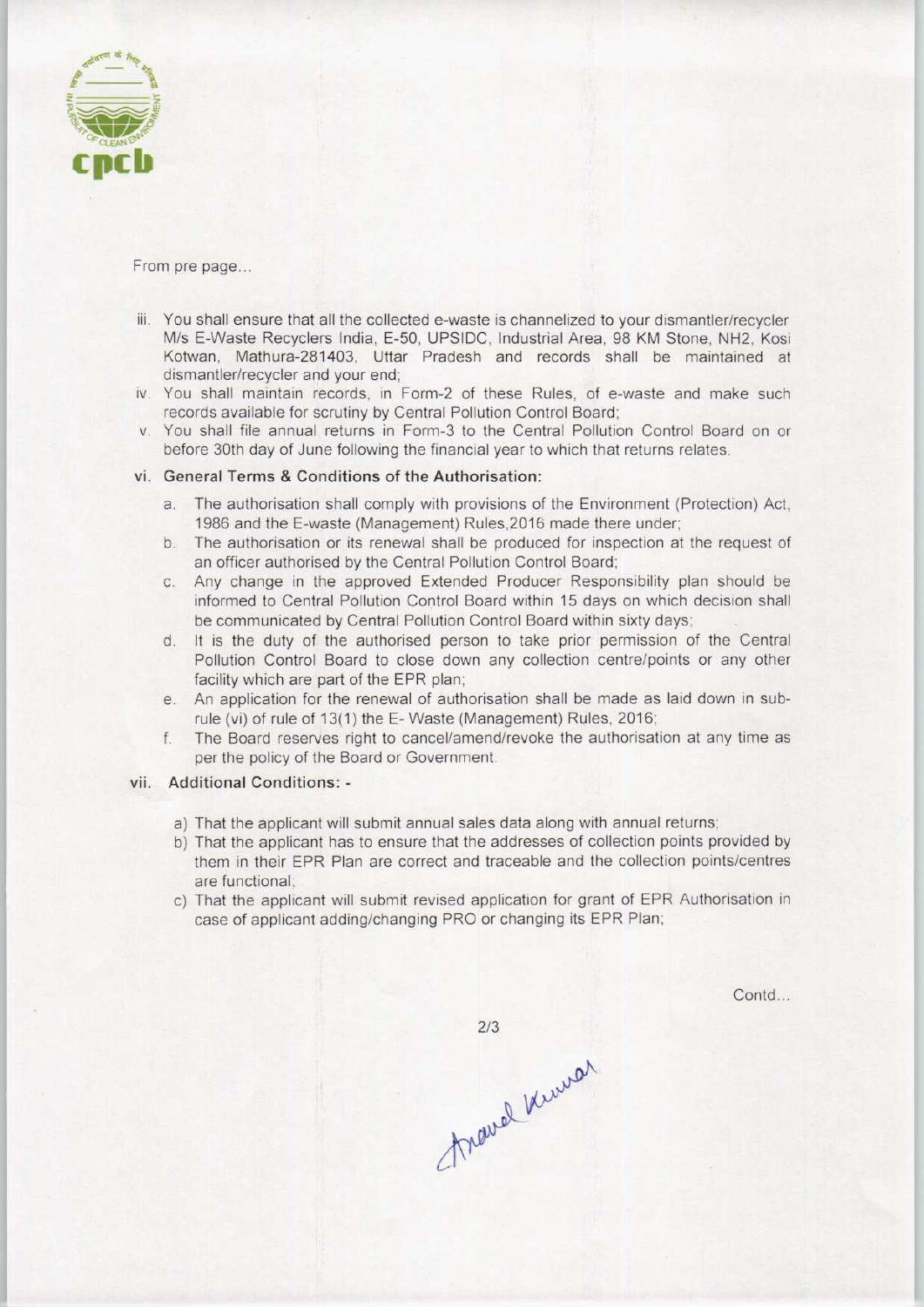From pre page...

iii. You shall ensure that all the collected e-waste is channelized to your dismantler/recycler M/s E-Waste Recyclers India, E-50, UPSIDC, Industrial Area, 98 KM Stone, NH2, Kosi Kotwan, Mathura-281403, Uttar Pradesh and records shall be maintained at dismantler/recycler and your end;

iv. You shall maintain records, in Form-2 of these Rules, of e-waste and make such records available for scrutiny by Central Pollution Control Board;

v. You shall file annual returns in Form-3 to the Central Pollution Control Board on or before 30th day of June following the financial year to which that returns relates.

vi. **General Terms & Conditions of the Authorisation:**

a. The authorisation shall comply with provisions of the Environment (Protection) Act, 1986 and the E-waste (Management) Rules,2016 made there under;

b. The authorisation or its renewal shall be produced for inspection at the request of an officer authorised by the Central Pollution Control Board;

c. Any change in the approved Extended Producer Responsibility plan should be informed to Central Pollution Control Board within 15 days on which decision shall be communicated by Central Pollution Control Board within sixty days;

d. It is the duty of the authorised person to take prior permission of the Central Pollution Control Board to close down any collection centre/points or any other facility which are part of the EPR plan;

e. An application for the renewal of authorisation shall be made as laid down in sub-rule (vi) of rule of 13(1) the E- Waste (Management) Rules, 2016;

f. The Board reserves right to cancel/amend/revoke the authorisation at any time as per the policy of the Board or Government.

vii. **Additional Conditions: -**

a) That the applicant will submit annual sales data along with annual returns;

b) That the applicant has to ensure that the addresses of collection points provided by them in their EPR Plan are correct and traceable and the collection points/centres are functional;

c) That the applicant will submit revised application for grant of EPR Authorisation in case of applicant adding/changing PRO or changing its EPR Plan;

Contd...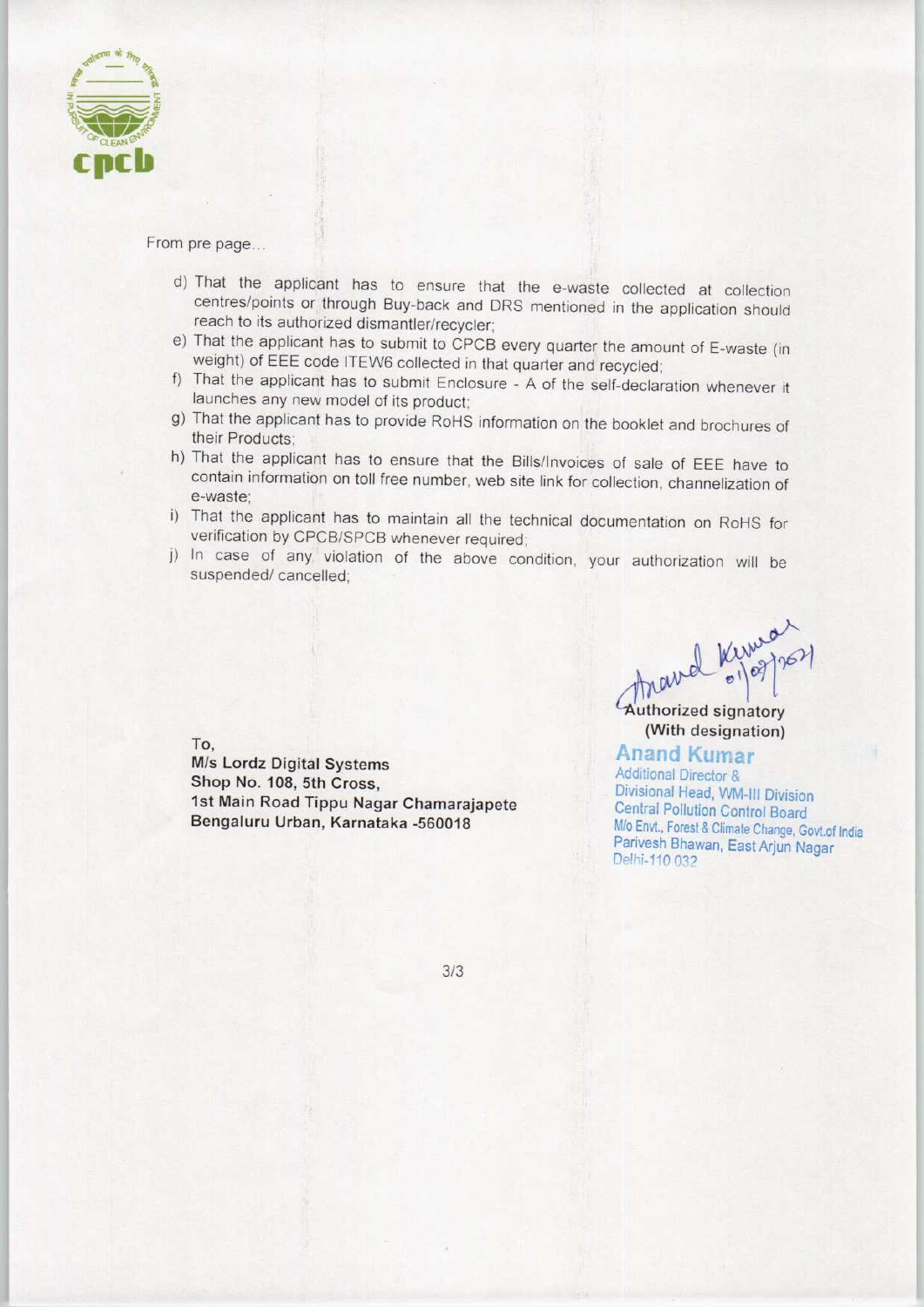From pre page...

d) That the applicant has to ensure that the e-waste collected at collection centres/points or through Buy-back and DRS mentioned in the application should reach to its authorized dismantler/recycler;
e) That the applicant has to submit to CPCB every quarter the amount of E-waste (in weight) of EEE code ITEW6 collected in that quarter and recycled;
f) That the applicant has to submit Enclosure - A of the self-declaration whenever it launches any new model of its product;
g) That the applicant has to provide RoHS information on the booklet and brochures of their Products;
h) That the applicant has to ensure that the Bills/Invoices of sale of EEE have to contain information on toll free number, web site link for collection, channelization of e-waste;
i) That the applicant has to maintain all the technical documentation on RoHS for verification by CPCB/SPCB whenever required;
j) In case of any violation of the above condition, your authorization will be suspended/ cancelled;

Anand Kumar 01/07/2021

**Authorized signatory**
**(With designation)**

**Anand Kumar**
Additional Director &
Divisional Head, WM-III Division
Central Pollution Control Board
M/o Envt., Forest & Climate Change, Govt.of India
Parivesh Bhawan, East Arjun Nagar
Delhi-110 032

To,
**M/s Lordz Digital Systems**
**Shop No. 108, 5th Cross,**
**1st Main Road Tippu Nagar Chamarajapete**
**Bengaluru Urban, Karnataka -560018**